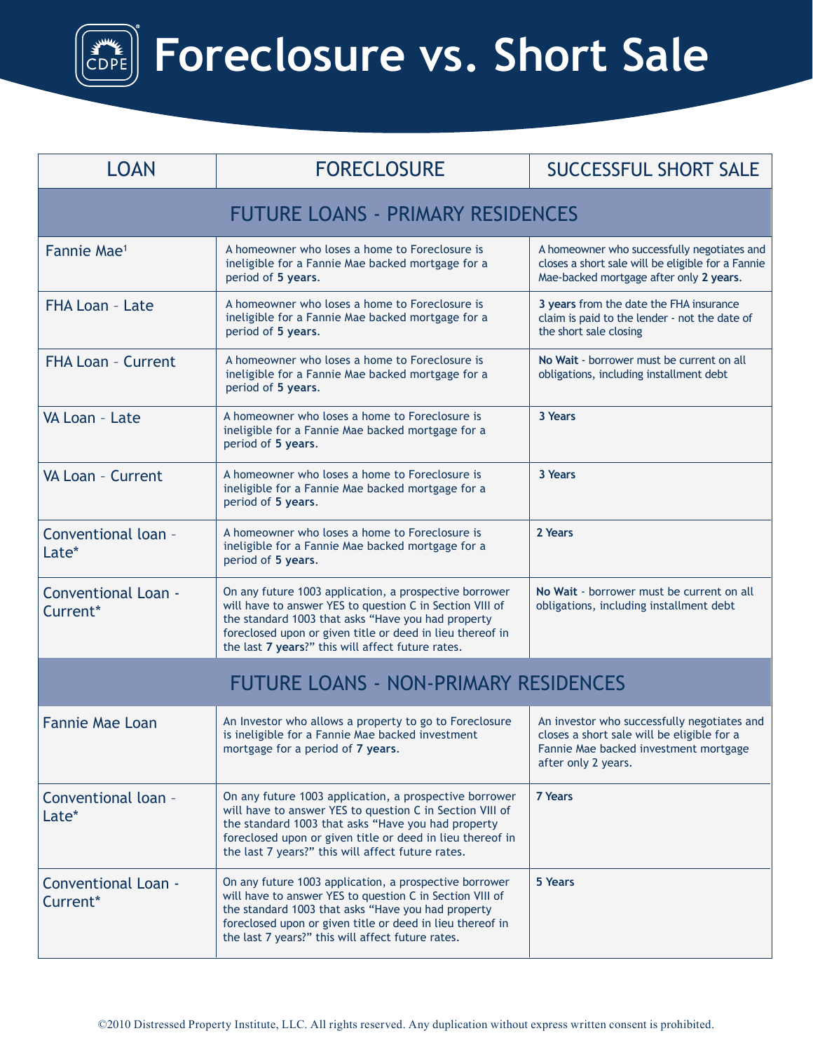# Foreclosure vs. Short Sale

| LOAN | FORECLOSURE | SUCCESSFUL SHORT SALE |
|---|---|---|
| **FUTURE LOANS - PRIMARY RESIDENCES** | | |
| Fannie Mae[1] | A homeowner who loses a home to Foreclosure is ineligible for a Fannie Mae backed mortgage for a period of **5 years**. | A homeowner who successfully negotiates and closes a short sale will be eligible for a Fannie Mae-backed mortgage after only **2 years**. |
| FHA Loan – Late | A homeowner who loses a home to Foreclosure is ineligible for a Fannie Mae backed mortgage for a period of **5 years**. | **3 years** from the date the FHA insurance claim is paid to the lender - not the date of the short sale closing |
| FHA Loan – Current | A homeowner who loses a home to Foreclosure is ineligible for a Fannie Mae backed mortgage for a period of **5 years**. | **No Wait** - borrower must be current on all obligations, including installment debt |
| VA Loan – Late | A homeowner who loses a home to Foreclosure is ineligible for a Fannie Mae backed mortgage for a period of **5 years**. | **3 Years** |
| VA Loan – Current | A homeowner who loses a home to Foreclosure is ineligible for a Fannie Mae backed mortgage for a period of **5 years**. | **3 Years** |
| Conventional loan – Late* | A homeowner who loses a home to Foreclosure is ineligible for a Fannie Mae backed mortgage for a period of **5 years**. | **2 Years** |
| Conventional Loan - Current* | On any future 1003 application, a prospective borrower will have to answer YES to question C in Section VIII of the standard 1003 that asks "Have you had property foreclosed upon or given title or deed in lieu thereof in the last **7 years**?" this will affect future rates. | **No Wait** - borrower must be current on all obligations, including installment debt |
| **FUTURE LOANS - NON-PRIMARY RESIDENCES** | | |
| Fannie Mae Loan | An Investor who allows a property to go to Foreclosure is ineligible for a Fannie Mae backed investment mortgage for a period of **7 years**. | An investor who successfully negotiates and closes a short sale will be eligible for a Fannie Mae backed investment mortgage after only 2 years. |
| Conventional loan – Late* | On any future 1003 application, a prospective borrower will have to answer YES to question C in Section VIII of the standard 1003 that asks "Have you had property foreclosed upon or given title or deed in lieu thereof in the last 7 years?" this will affect future rates. | **7 Years** |
| Conventional Loan - Current* | On any future 1003 application, a prospective borrower will have to answer YES to question C in Section VIII of the standard 1003 that asks "Have you had property foreclosed upon or given title or deed in lieu thereof in the last 7 years?" this will affect future rates. | **5 Years** |

©2010 Distressed Property Institute, LLC. All rights reserved. Any duplication without express written consent is prohibited.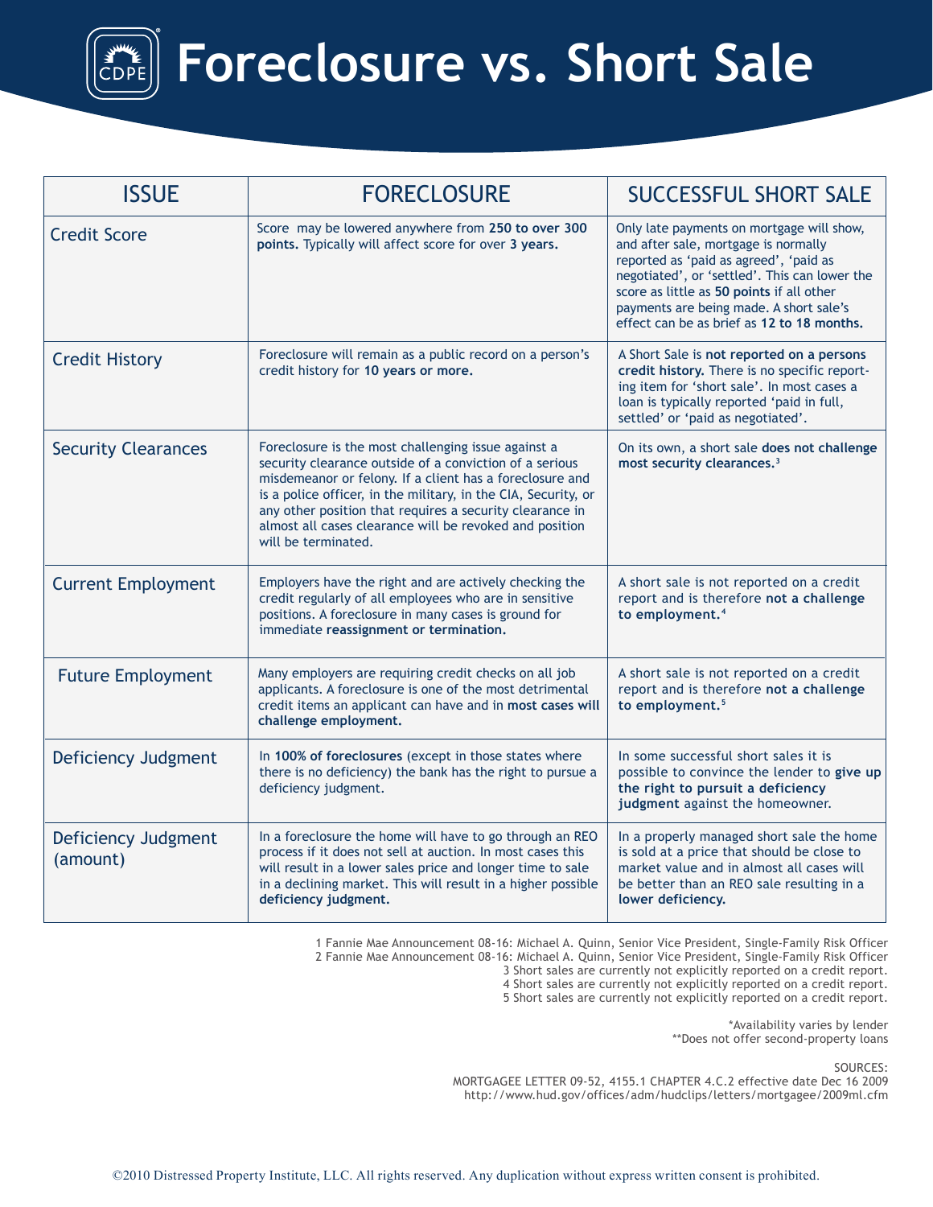# Foreclosure vs. Short Sale

| ISSUE | FORECLOSURE | SUCCESSFUL SHORT SALE |
|---|---|---|
| Credit Score | Score may be lowered anywhere from **250 to over 300 points.** Typically will affect score for over **3 years.** | Only late payments on mortgage will show, and after sale, mortgage is normally reported as 'paid as agreed', 'paid as negotiated', or 'settled'. This can lower the score as little as **50 points** if all other payments are being made. A short sale's effect can be as brief as **12 to 18 months.** |
| Credit History | Foreclosure will remain as a public record on a person's credit history for **10 years or more.** | A Short Sale is **not reported on a persons credit history.** There is no specific reporting item for 'short sale'. In most cases a loan is typically reported 'paid in full, settled' or 'paid as negotiated'. |
| Security Clearances | Foreclosure is the most challenging issue against a security clearance outside of a conviction of a serious misdemeanor or felony. If a client has a foreclosure and is a police officer, in the military, in the CIA, Security, or any other position that requires a security clearance in almost all cases clearance will be revoked and position will be terminated. | On its own, a short sale **does not challenge most security clearances.**[3] |
| Current Employment | Employers have the right and are actively checking the credit regularly of all employees who are in sensitive positions. A foreclosure in many cases is ground for immediate **reassignment or termination.** | A short sale is not reported on a credit report and is therefore **not a challenge to employment.**[4] |
| Future Employment | Many employers are requiring credit checks on all job applicants. A foreclosure is one of the most detrimental credit items an applicant can have and in **most cases will challenge employment.** | A short sale is not reported on a credit report and is therefore **not a challenge to employment.**[5] |
| Deficiency Judgment | In **100% of foreclosures** (except in those states where there is no deficiency) the bank has the right to pursue a deficiency judgment. | In some successful short sales it is possible to convince the lender to **give up the right to pursuit a deficiency judgment** against the homeowner. |
| Deficiency Judgment (amount) | In a foreclosure the home will have to go through an REO process if it does not sell at auction. In most cases this will result in a lower sales price and longer time to sale in a declining market. This will result in a higher possible **deficiency judgment.** | In a properly managed short sale the home is sold at a price that should be close to market value and in almost all cases will be better than an REO sale resulting in a **lower deficiency.** |

1 Fannie Mae Announcement 08-16: Michael A. Quinn, Senior Vice President, Single-Family Risk Officer
2 Fannie Mae Announcement 08-16: Michael A. Quinn, Senior Vice President, Single-Family Risk Officer
3 Short sales are currently not explicitly reported on a credit report.
4 Short sales are currently not explicitly reported on a credit report.
5 Short sales are currently not explicitly reported on a credit report.

*Availability varies by lender
**Does not offer second-property loans

SOURCES:
MORTGAGEE LETTER 09-52, 4155.1 CHAPTER 4.C.2 effective date Dec 16 2009
http://www.hud.gov/offices/adm/hudclips/letters/mortgagee/2009ml.cfm

©2010 Distressed Property Institute, LLC. All rights reserved. Any duplication without express written consent is prohibited.